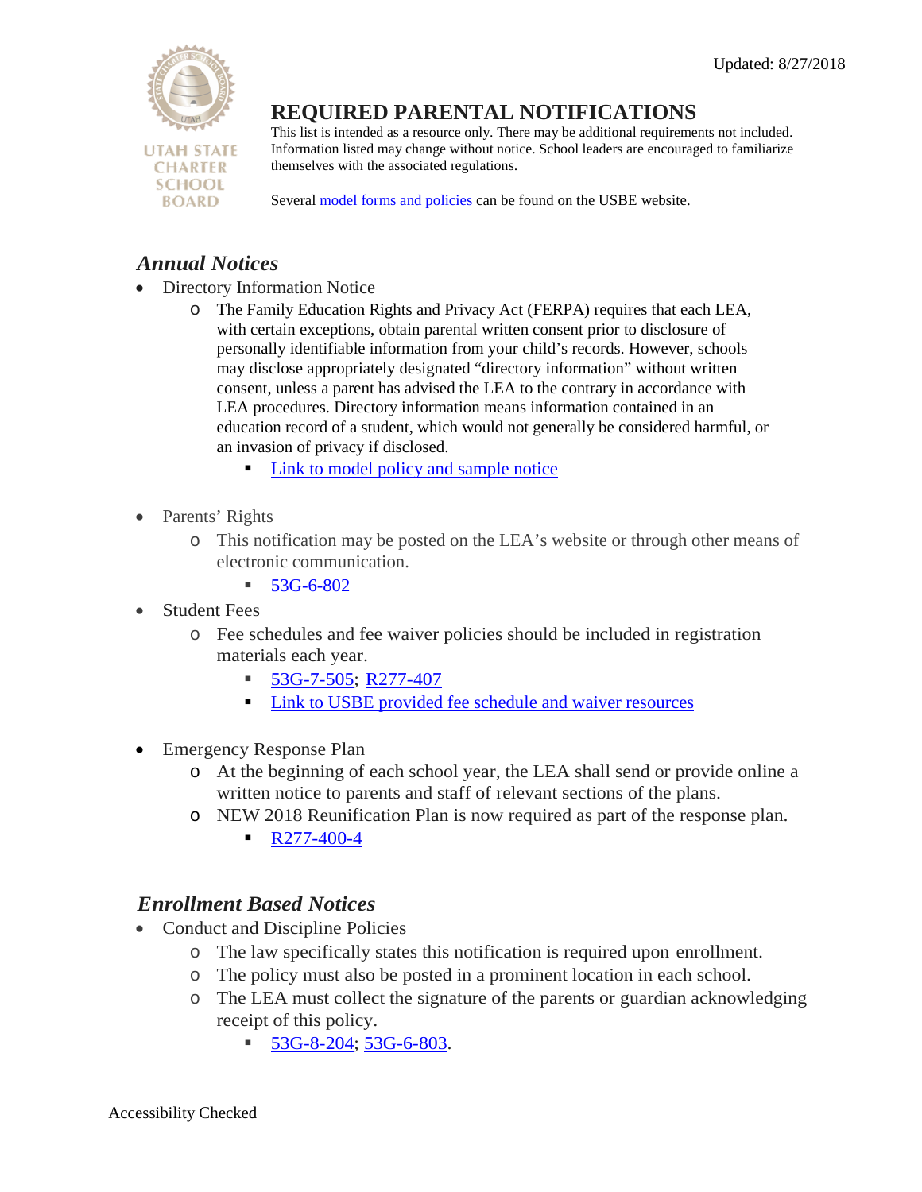Updated: 8/27/2018

UTAH STATE CHARTER SCHOOL BOARD

# REQUIRED PARENTAL NOTIFICATIONS

This list is intended as a resource only. There may be additional requirements not included. Information listed may change without notice. School leaders are encouraged to familiarize themselves with the associated regulations.

Several model forms and policies can be found on the USBE website.

## *Annual Notices*

- Directory Information Notice
  - The Family Education Rights and Privacy Act (FERPA) requires that each LEA, with certain exceptions, obtain parental written consent prior to disclosure of personally identifiable information from your child's records. However, schools may disclose appropriately designated "directory information" without written consent, unless a parent has advised the LEA to the contrary in accordance with LEA procedures. Directory information means information contained in an education record of a student, which would not generally be considered harmful, or an invasion of privacy if disclosed.
    - Link to model policy and sample notice
- Parents' Rights
  - This notification may be posted on the LEA's website or through other means of electronic communication.
    - 53G-6-802
- Student Fees
  - Fee schedules and fee waiver policies should be included in registration materials each year.
    - 53G-7-505; R277-407
    - Link to USBE provided fee schedule and waiver resources
- Emergency Response Plan
  - At the beginning of each school year, the LEA shall send or provide online a written notice to parents and staff of relevant sections of the plans.
  - NEW 2018 Reunification Plan is now required as part of the response plan.
    - R277-400-4

## *Enrollment Based Notices*

- Conduct and Discipline Policies
  - The law specifically states this notification is required upon enrollment.
  - The policy must also be posted in a prominent location in each school.
  - The LEA must collect the signature of the parents or guardian acknowledging receipt of this policy.
    - 53G-8-204; 53G-6-803.

Accessibility Checked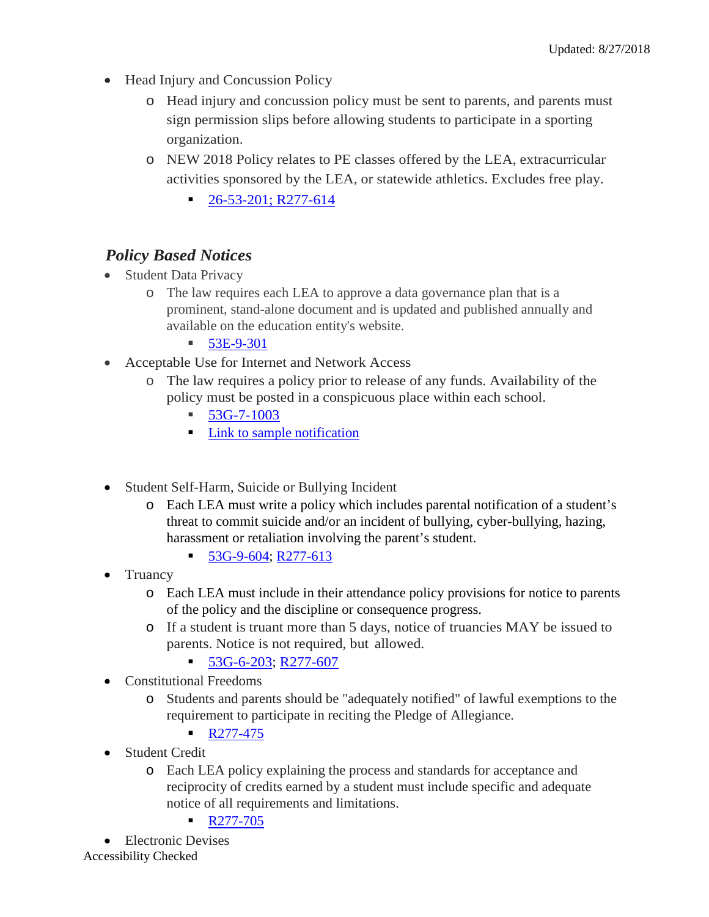- Head Injury and Concussion Policy
  - Head injury and concussion policy must be sent to parents, and parents must sign permission slips before allowing students to participate in a sporting organization.
  - NEW 2018 Policy relates to PE classes offered by the LEA, extracurricular activities sponsored by the LEA, or statewide athletics. Excludes free play.
    - [26-53-201; R277-614]()

## *Policy Based Notices*

- Student Data Privacy
  - The law requires each LEA to approve a data governance plan that is a prominent, stand-alone document and is updated and published annually and available on the education entity's website.
    - [53E-9-301]()
- Acceptable Use for Internet and Network Access
  - The law requires a policy prior to release of any funds. Availability of the policy must be posted in a conspicuous place within each school.
    - [53G-7-1003]()
    - [Link to sample notification]()

- Student Self-Harm, Suicide or Bullying Incident
  - Each LEA must write a policy which includes parental notification of a student's threat to commit suicide and/or an incident of bullying, cyber-bullying, hazing, harassment or retaliation involving the parent's student.
    - [53G-9-604](); [R277-613]()
- Truancy
  - Each LEA must include in their attendance policy provisions for notice to parents of the policy and the discipline or consequence progress.
  - If a student is truant more than 5 days, notice of truancies MAY be issued to parents. Notice is not required, but allowed.
    - [53G-6-203](); [R277-607]()
- Constitutional Freedoms
  - Students and parents should be "adequately notified" of lawful exemptions to the requirement to participate in reciting the Pledge of Allegiance.
    - [R277-475]()
- Student Credit
  - Each LEA policy explaining the process and standards for acceptance and reciprocity of credits earned by a student must include specific and adequate notice of all requirements and limitations.
    - [R277-705]()
- Electronic Devises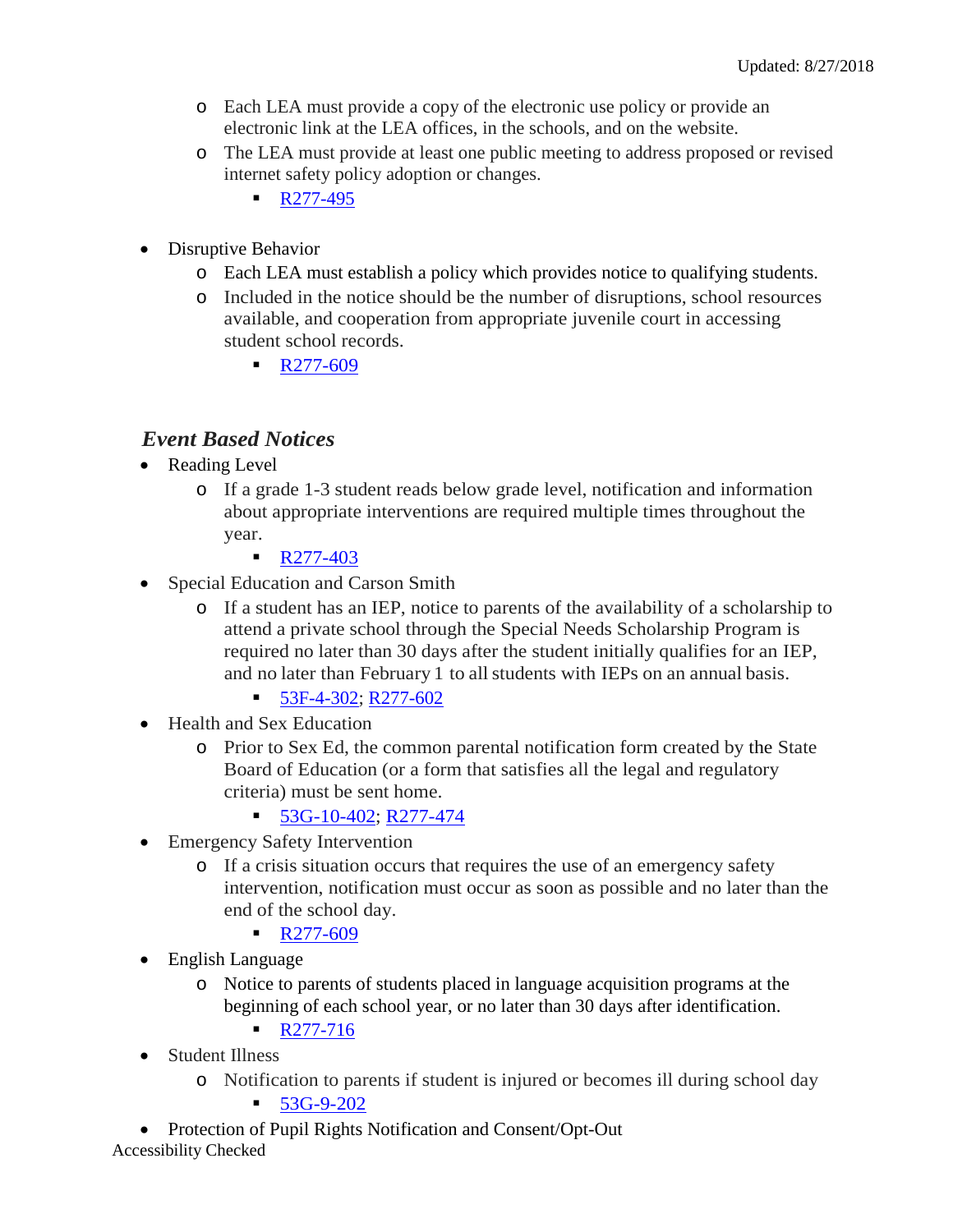- Each LEA must provide a copy of the electronic use policy or provide an electronic link at the LEA offices, in the schools, and on the website.
- The LEA must provide at least one public meeting to address proposed or revised internet safety policy adoption or changes.
  - R277-495

- Disruptive Behavior
  - Each LEA must establish a policy which provides notice to qualifying students.
  - Included in the notice should be the number of disruptions, school resources available, and cooperation from appropriate juvenile court in accessing student school records.
    - R277-609

### *Event Based Notices*

- Reading Level
  - If a grade 1-3 student reads below grade level, notification and information about appropriate interventions are required multiple times throughout the year.
    - R277-403
- Special Education and Carson Smith
  - If a student has an IEP, notice to parents of the availability of a scholarship to attend a private school through the Special Needs Scholarship Program is required no later than 30 days after the student initially qualifies for an IEP, and no later than February 1 to all students with IEPs on an annual basis.
    - 53F-4-302; R277-602
- Health and Sex Education
  - Prior to Sex Ed, the common parental notification form created by the State Board of Education (or a form that satisfies all the legal and regulatory criteria) must be sent home.
    - 53G-10-402; R277-474
- Emergency Safety Intervention
  - If a crisis situation occurs that requires the use of an emergency safety intervention, notification must occur as soon as possible and no later than the end of the school day.
    - R277-609
- English Language
  - Notice to parents of students placed in language acquisition programs at the beginning of each school year, or no later than 30 days after identification.
    - R277-716
- Student Illness
  - Notification to parents if student is injured or becomes ill during school day
    - 53G-9-202
- Protection of Pupil Rights Notification and Consent/Opt-Out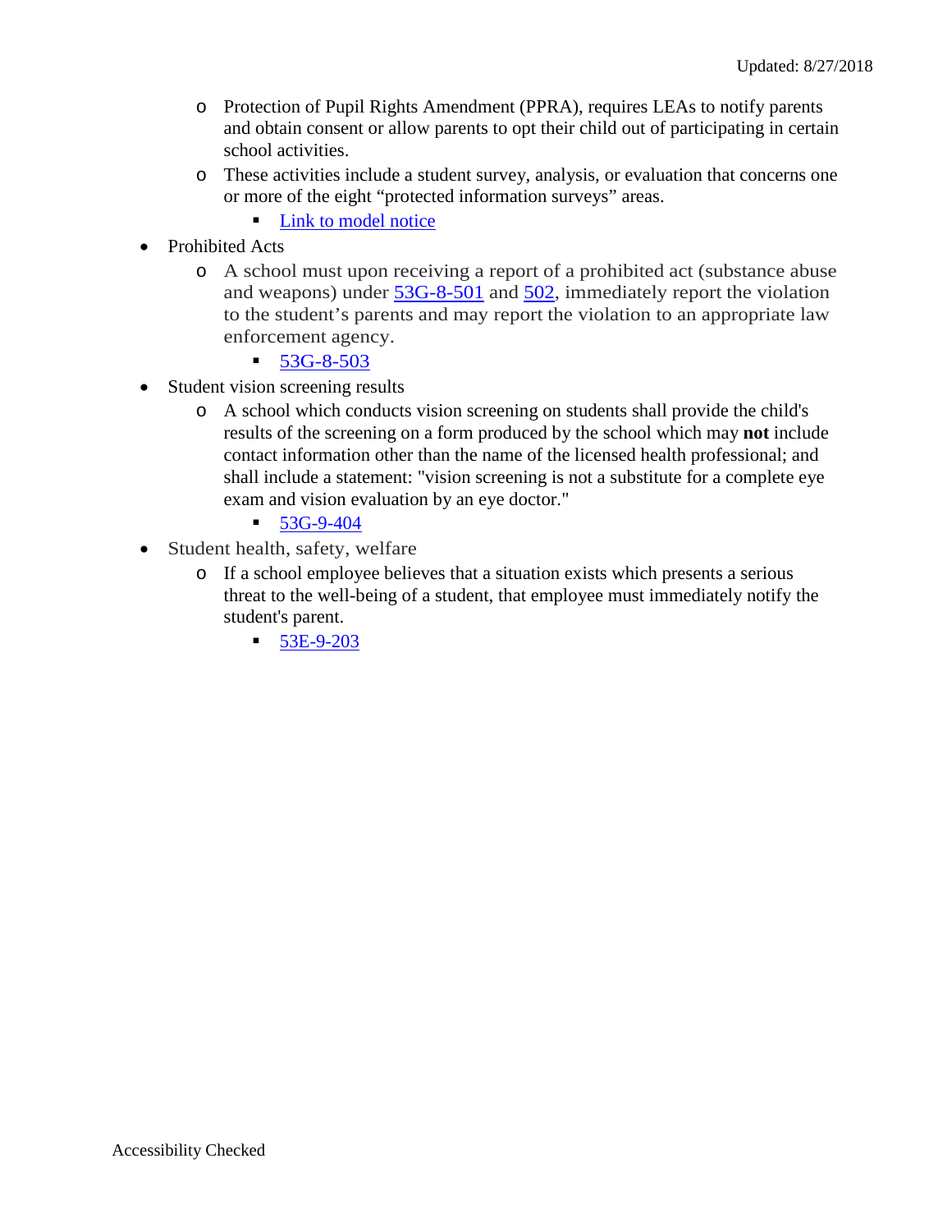- Protection of Pupil Rights Amendment (PPRA), requires LEAs to notify parents and obtain consent or allow parents to opt their child out of participating in certain school activities.
  - These activities include a student survey, analysis, or evaluation that concerns one or more of the eight "protected information surveys" areas.
    - Link to model notice
- Prohibited Acts
  - A school must upon receiving a report of a prohibited act (substance abuse and weapons) under 53G-8-501 and 502, immediately report the violation to the student's parents and may report the violation to an appropriate law enforcement agency.
    - 53G-8-503
- Student vision screening results
  - A school which conducts vision screening on students shall provide the child's results of the screening on a form produced by the school which may **not** include contact information other than the name of the licensed health professional; and shall include a statement: "vision screening is not a substitute for a complete eye exam and vision evaluation by an eye doctor."
    - 53G-9-404
- Student health, safety, welfare
  - If a school employee believes that a situation exists which presents a serious threat to the well-being of a student, that employee must immediately notify the student's parent.
    - 53E-9-203